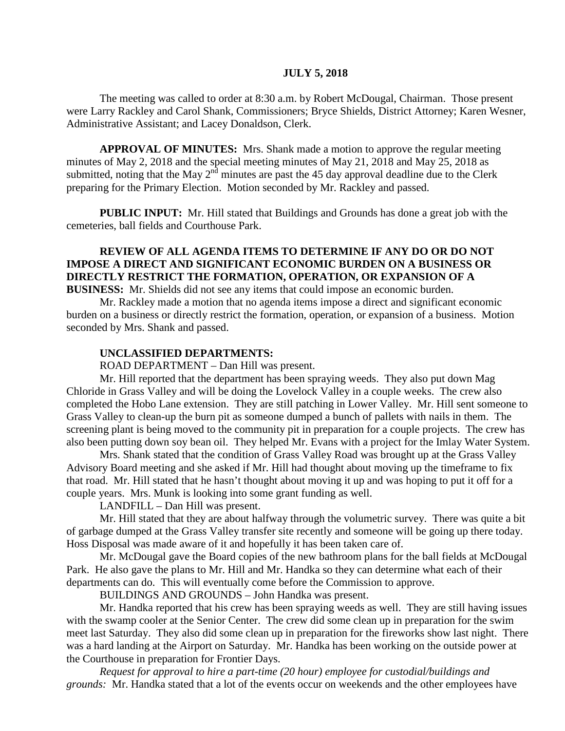**JULY 5, 2018**

The meeting was called to order at 8:30 a.m. by Robert McDougal, Chairman. Those present were Larry Rackley and Carol Shank, Commissioners; Bryce Shields, District Attorney; Karen Wesner, Administrative Assistant; and Lacey Donaldson, Clerk.

**APPROVAL OF MINUTES:** Mrs. Shank made a motion to approve the regular meeting minutes of May 2, 2018 and the special meeting minutes of May 21, 2018 and May 25, 2018 as submitted, noting that the May 2[nd] minutes are past the 45 day approval deadline due to the Clerk preparing for the Primary Election. Motion seconded by Mr. Rackley and passed.

**PUBLIC INPUT:** Mr. Hill stated that Buildings and Grounds has done a great job with the cemeteries, ball fields and Courthouse Park.

**REVIEW OF ALL AGENDA ITEMS TO DETERMINE IF ANY DO OR DO NOT IMPOSE A DIRECT AND SIGNIFICANT ECONOMIC BURDEN ON A BUSINESS OR DIRECTLY RESTRICT THE FORMATION, OPERATION, OR EXPANSION OF A BUSINESS:** Mr. Shields did not see any items that could impose an economic burden.

Mr. Rackley made a motion that no agenda items impose a direct and significant economic burden on a business or directly restrict the formation, operation, or expansion of a business. Motion seconded by Mrs. Shank and passed.

**UNCLASSIFIED DEPARTMENTS:**

ROAD DEPARTMENT – Dan Hill was present.

Mr. Hill reported that the department has been spraying weeds. They also put down Mag Chloride in Grass Valley and will be doing the Lovelock Valley in a couple weeks. The crew also completed the Hobo Lane extension. They are still patching in Lower Valley. Mr. Hill sent someone to Grass Valley to clean-up the burn pit as someone dumped a bunch of pallets with nails in them. The screening plant is being moved to the community pit in preparation for a couple projects. The crew has also been putting down soy bean oil. They helped Mr. Evans with a project for the Imlay Water System.

Mrs. Shank stated that the condition of Grass Valley Road was brought up at the Grass Valley Advisory Board meeting and she asked if Mr. Hill had thought about moving up the timeframe to fix that road. Mr. Hill stated that he hasn't thought about moving it up and was hoping to put it off for a couple years. Mrs. Munk is looking into some grant funding as well.

LANDFILL – Dan Hill was present.

Mr. Hill stated that they are about halfway through the volumetric survey. There was quite a bit of garbage dumped at the Grass Valley transfer site recently and someone will be going up there today. Hoss Disposal was made aware of it and hopefully it has been taken care of.

Mr. McDougal gave the Board copies of the new bathroom plans for the ball fields at McDougal Park. He also gave the plans to Mr. Hill and Mr. Handka so they can determine what each of their departments can do. This will eventually come before the Commission to approve.

BUILDINGS AND GROUNDS – John Handka was present.

Mr. Handka reported that his crew has been spraying weeds as well. They are still having issues with the swamp cooler at the Senior Center. The crew did some clean up in preparation for the swim meet last Saturday. They also did some clean up in preparation for the fireworks show last night. There was a hard landing at the Airport on Saturday. Mr. Handka has been working on the outside power at the Courthouse in preparation for Frontier Days.

*Request for approval to hire a part-time (20 hour) employee for custodial/buildings and grounds:* Mr. Handka stated that a lot of the events occur on weekends and the other employees have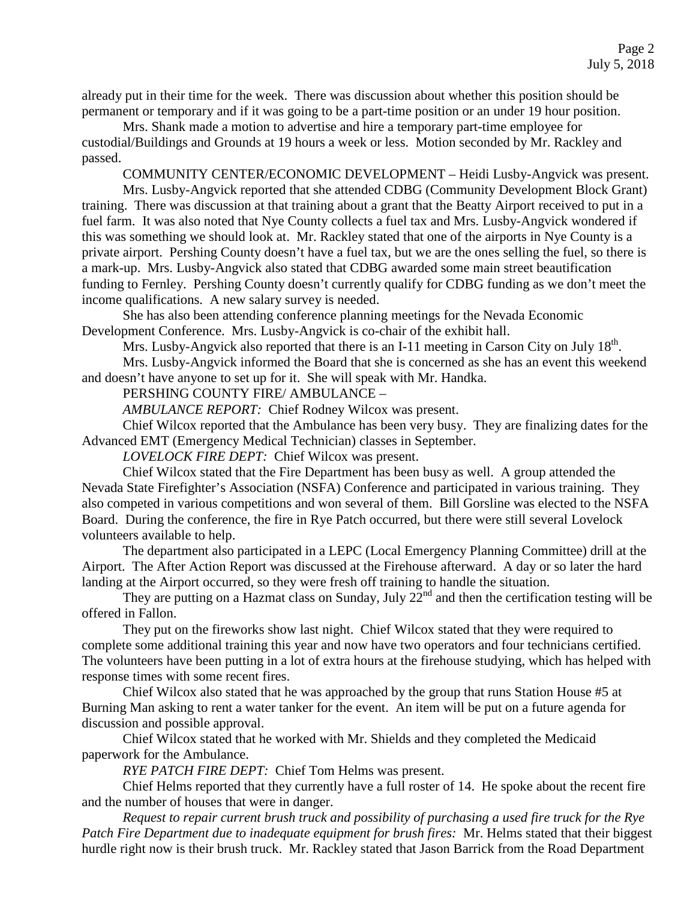already put in their time for the week. There was discussion about whether this position should be permanent or temporary and if it was going to be a part-time position or an under 19 hour position.

Mrs. Shank made a motion to advertise and hire a temporary part-time employee for custodial/Buildings and Grounds at 19 hours a week or less. Motion seconded by Mr. Rackley and passed.

COMMUNITY CENTER/ECONOMIC DEVELOPMENT – Heidi Lusby-Angvick was present.

Mrs. Lusby-Angvick reported that she attended CDBG (Community Development Block Grant) training. There was discussion at that training about a grant that the Beatty Airport received to put in a fuel farm. It was also noted that Nye County collects a fuel tax and Mrs. Lusby-Angvick wondered if this was something we should look at. Mr. Rackley stated that one of the airports in Nye County is a private airport. Pershing County doesn't have a fuel tax, but we are the ones selling the fuel, so there is a mark-up. Mrs. Lusby-Angvick also stated that CDBG awarded some main street beautification funding to Fernley. Pershing County doesn't currently qualify for CDBG funding as we don't meet the income qualifications. A new salary survey is needed.

She has also been attending conference planning meetings for the Nevada Economic Development Conference. Mrs. Lusby-Angvick is co-chair of the exhibit hall.

Mrs. Lusby-Angvick also reported that there is an I-11 meeting in Carson City on July 18th.

Mrs. Lusby-Angvick informed the Board that she is concerned as she has an event this weekend and doesn't have anyone to set up for it. She will speak with Mr. Handka.

PERSHING COUNTY FIRE/ AMBULANCE –

*AMBULANCE REPORT:* Chief Rodney Wilcox was present.

Chief Wilcox reported that the Ambulance has been very busy. They are finalizing dates for the Advanced EMT (Emergency Medical Technician) classes in September.

*LOVELOCK FIRE DEPT:* Chief Wilcox was present.

Chief Wilcox stated that the Fire Department has been busy as well. A group attended the Nevada State Firefighter's Association (NSFA) Conference and participated in various training. They also competed in various competitions and won several of them. Bill Gorsline was elected to the NSFA Board. During the conference, the fire in Rye Patch occurred, but there were still several Lovelock volunteers available to help.

The department also participated in a LEPC (Local Emergency Planning Committee) drill at the Airport. The After Action Report was discussed at the Firehouse afterward. A day or so later the hard landing at the Airport occurred, so they were fresh off training to handle the situation.

They are putting on a Hazmat class on Sunday, July 22nd and then the certification testing will be offered in Fallon.

They put on the fireworks show last night. Chief Wilcox stated that they were required to complete some additional training this year and now have two operators and four technicians certified. The volunteers have been putting in a lot of extra hours at the firehouse studying, which has helped with response times with some recent fires.

Chief Wilcox also stated that he was approached by the group that runs Station House #5 at Burning Man asking to rent a water tanker for the event. An item will be put on a future agenda for discussion and possible approval.

Chief Wilcox stated that he worked with Mr. Shields and they completed the Medicaid paperwork for the Ambulance.

*RYE PATCH FIRE DEPT:* Chief Tom Helms was present.

Chief Helms reported that they currently have a full roster of 14. He spoke about the recent fire and the number of houses that were in danger.

*Request to repair current brush truck and possibility of purchasing a used fire truck for the Rye Patch Fire Department due to inadequate equipment for brush fires:* Mr. Helms stated that their biggest hurdle right now is their brush truck. Mr. Rackley stated that Jason Barrick from the Road Department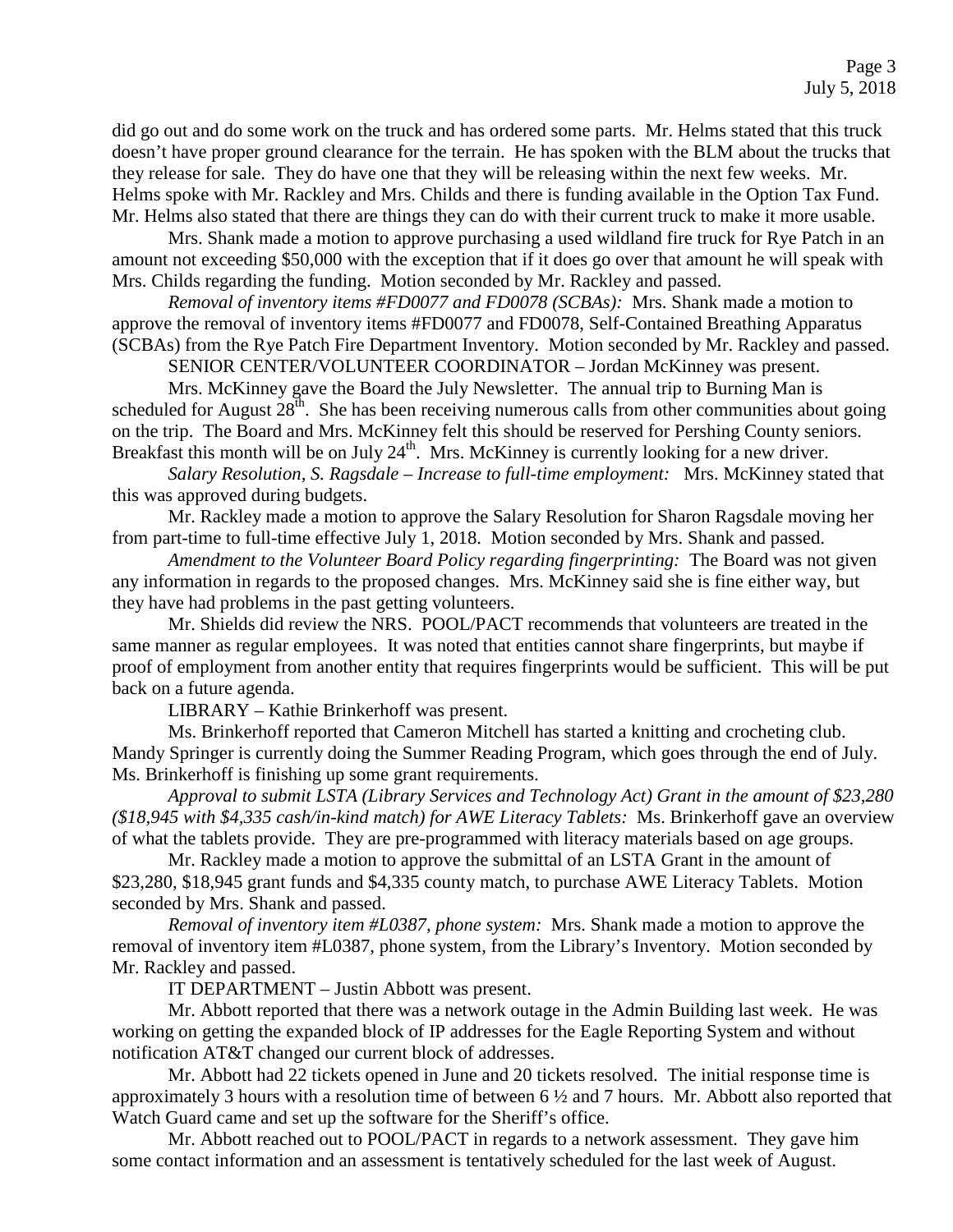did go out and do some work on the truck and has ordered some parts. Mr. Helms stated that this truck doesn't have proper ground clearance for the terrain. He has spoken with the BLM about the trucks that they release for sale. They do have one that they will be releasing within the next few weeks. Mr. Helms spoke with Mr. Rackley and Mrs. Childs and there is funding available in the Option Tax Fund. Mr. Helms also stated that there are things they can do with their current truck to make it more usable.

Mrs. Shank made a motion to approve purchasing a used wildland fire truck for Rye Patch in an amount not exceeding $50,000 with the exception that if it does go over that amount he will speak with Mrs. Childs regarding the funding. Motion seconded by Mr. Rackley and passed.

*Removal of inventory items #FD0077 and FD0078 (SCBAs):* Mrs. Shank made a motion to approve the removal of inventory items #FD0077 and FD0078, Self-Contained Breathing Apparatus (SCBAs) from the Rye Patch Fire Department Inventory. Motion seconded by Mr. Rackley and passed.

SENIOR CENTER/VOLUNTEER COORDINATOR – Jordan McKinney was present.

Mrs. McKinney gave the Board the July Newsletter. The annual trip to Burning Man is scheduled for August 28th. She has been receiving numerous calls from other communities about going on the trip. The Board and Mrs. McKinney felt this should be reserved for Pershing County seniors. Breakfast this month will be on July 24th. Mrs. McKinney is currently looking for a new driver.

*Salary Resolution, S. Ragsdale – Increase to full-time employment:* Mrs. McKinney stated that this was approved during budgets.

Mr. Rackley made a motion to approve the Salary Resolution for Sharon Ragsdale moving her from part-time to full-time effective July 1, 2018. Motion seconded by Mrs. Shank and passed.

*Amendment to the Volunteer Board Policy regarding fingerprinting:* The Board was not given any information in regards to the proposed changes. Mrs. McKinney said she is fine either way, but they have had problems in the past getting volunteers.

Mr. Shields did review the NRS. POOL/PACT recommends that volunteers are treated in the same manner as regular employees. It was noted that entities cannot share fingerprints, but maybe if proof of employment from another entity that requires fingerprints would be sufficient. This will be put back on a future agenda.

LIBRARY – Kathie Brinkerhoff was present.

Ms. Brinkerhoff reported that Cameron Mitchell has started a knitting and crocheting club. Mandy Springer is currently doing the Summer Reading Program, which goes through the end of July. Ms. Brinkerhoff is finishing up some grant requirements.

*Approval to submit LSTA (Library Services and Technology Act) Grant in the amount of $23,280 ($18,945 with $4,335 cash/in-kind match) for AWE Literacy Tablets:* Ms. Brinkerhoff gave an overview of what the tablets provide. They are pre-programmed with literacy materials based on age groups.

Mr. Rackley made a motion to approve the submittal of an LSTA Grant in the amount of $23,280, $18,945 grant funds and $4,335 county match, to purchase AWE Literacy Tablets. Motion seconded by Mrs. Shank and passed.

*Removal of inventory item #L0387, phone system:* Mrs. Shank made a motion to approve the removal of inventory item #L0387, phone system, from the Library's Inventory. Motion seconded by Mr. Rackley and passed.

IT DEPARTMENT – Justin Abbott was present.

Mr. Abbott reported that there was a network outage in the Admin Building last week. He was working on getting the expanded block of IP addresses for the Eagle Reporting System and without notification AT&T changed our current block of addresses.

Mr. Abbott had 22 tickets opened in June and 20 tickets resolved. The initial response time is approximately 3 hours with a resolution time of between 6 ½ and 7 hours. Mr. Abbott also reported that Watch Guard came and set up the software for the Sheriff's office.

Mr. Abbott reached out to POOL/PACT in regards to a network assessment. They gave him some contact information and an assessment is tentatively scheduled for the last week of August.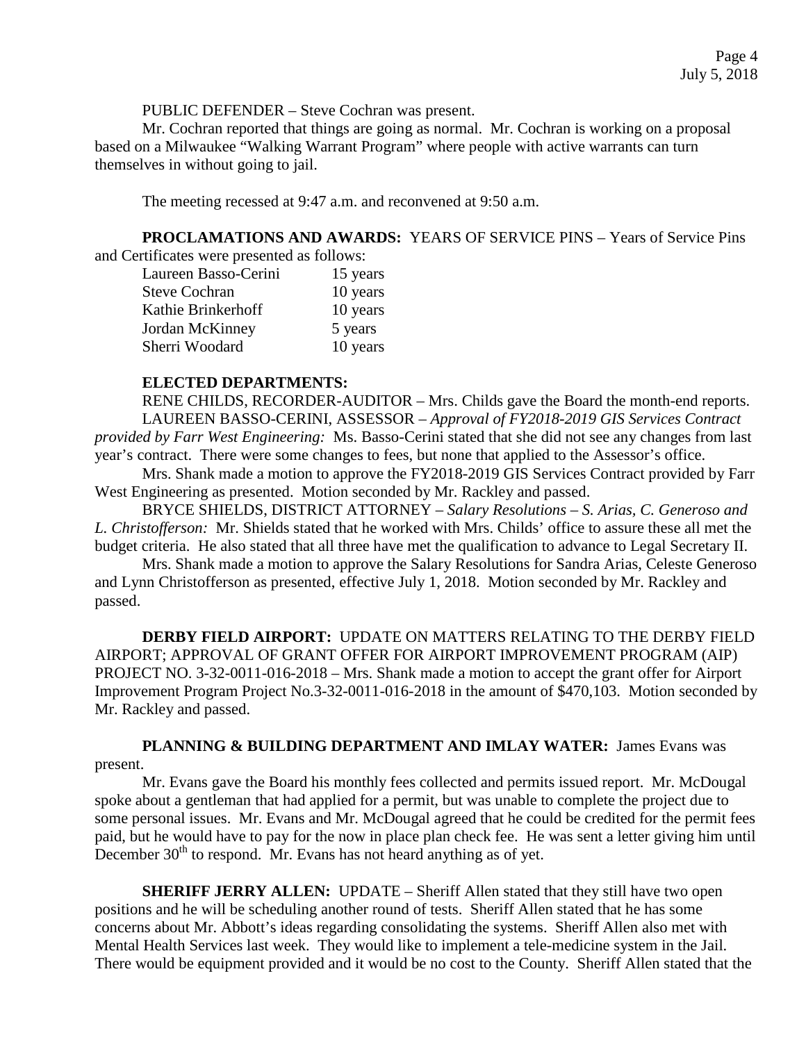PUBLIC DEFENDER – Steve Cochran was present.

Mr. Cochran reported that things are going as normal. Mr. Cochran is working on a proposal based on a Milwaukee "Walking Warrant Program" where people with active warrants can turn themselves in without going to jail.

The meeting recessed at 9:47 a.m. and reconvened at 9:50 a.m.

**PROCLAMATIONS AND AWARDS:** YEARS OF SERVICE PINS – Years of Service Pins and Certificates were presented as follows:

| | |
|---|---|
| Laureen Basso-Cerini | 15 years |
| Steve Cochran | 10 years |
| Kathie Brinkerhoff | 10 years |
| Jordan McKinney | 5 years |
| Sherri Woodard | 10 years |

**ELECTED DEPARTMENTS:**

RENE CHILDS, RECORDER-AUDITOR – Mrs. Childs gave the Board the month-end reports.

LAUREEN BASSO-CERINI, ASSESSOR – *Approval of FY2018-2019 GIS Services Contract provided by Farr West Engineering:* Ms. Basso-Cerini stated that she did not see any changes from last year's contract. There were some changes to fees, but none that applied to the Assessor's office.

Mrs. Shank made a motion to approve the FY2018-2019 GIS Services Contract provided by Farr West Engineering as presented. Motion seconded by Mr. Rackley and passed.

BRYCE SHIELDS, DISTRICT ATTORNEY – *Salary Resolutions – S. Arias, C. Generoso and L. Christofferson:* Mr. Shields stated that he worked with Mrs. Childs' office to assure these all met the budget criteria. He also stated that all three have met the qualification to advance to Legal Secretary II.

Mrs. Shank made a motion to approve the Salary Resolutions for Sandra Arias, Celeste Generoso and Lynn Christofferson as presented, effective July 1, 2018. Motion seconded by Mr. Rackley and passed.

**DERBY FIELD AIRPORT:** UPDATE ON MATTERS RELATING TO THE DERBY FIELD AIRPORT; APPROVAL OF GRANT OFFER FOR AIRPORT IMPROVEMENT PROGRAM (AIP) PROJECT NO. 3-32-0011-016-2018 – Mrs. Shank made a motion to accept the grant offer for Airport Improvement Program Project No.3-32-0011-016-2018 in the amount of $470,103. Motion seconded by Mr. Rackley and passed.

**PLANNING & BUILDING DEPARTMENT AND IMLAY WATER:** James Evans was present.

Mr. Evans gave the Board his monthly fees collected and permits issued report. Mr. McDougal spoke about a gentleman that had applied for a permit, but was unable to complete the project due to some personal issues. Mr. Evans and Mr. McDougal agreed that he could be credited for the permit fees paid, but he would have to pay for the now in place plan check fee. He was sent a letter giving him until December 30th to respond. Mr. Evans has not heard anything as of yet.

**SHERIFF JERRY ALLEN:** UPDATE – Sheriff Allen stated that they still have two open positions and he will be scheduling another round of tests. Sheriff Allen stated that he has some concerns about Mr. Abbott's ideas regarding consolidating the systems. Sheriff Allen also met with Mental Health Services last week. They would like to implement a tele-medicine system in the Jail. There would be equipment provided and it would be no cost to the County. Sheriff Allen stated that the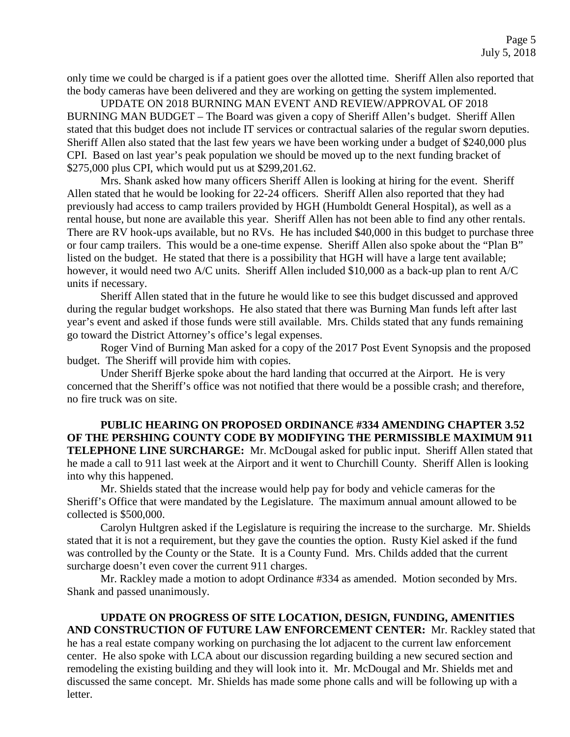only time we could be charged is if a patient goes over the allotted time. Sheriff Allen also reported that the body cameras have been delivered and they are working on getting the system implemented.

UPDATE ON 2018 BURNING MAN EVENT AND REVIEW/APPROVAL OF 2018 BURNING MAN BUDGET – The Board was given a copy of Sheriff Allen's budget. Sheriff Allen stated that this budget does not include IT services or contractual salaries of the regular sworn deputies. Sheriff Allen also stated that the last few years we have been working under a budget of $240,000 plus CPI. Based on last year's peak population we should be moved up to the next funding bracket of $275,000 plus CPI, which would put us at $299,201.62.

Mrs. Shank asked how many officers Sheriff Allen is looking at hiring for the event. Sheriff Allen stated that he would be looking for 22-24 officers. Sheriff Allen also reported that they had previously had access to camp trailers provided by HGH (Humboldt General Hospital), as well as a rental house, but none are available this year. Sheriff Allen has not been able to find any other rentals. There are RV hook-ups available, but no RVs. He has included $40,000 in this budget to purchase three or four camp trailers. This would be a one-time expense. Sheriff Allen also spoke about the "Plan B" listed on the budget. He stated that there is a possibility that HGH will have a large tent available; however, it would need two A/C units. Sheriff Allen included $10,000 as a back-up plan to rent A/C units if necessary.

Sheriff Allen stated that in the future he would like to see this budget discussed and approved during the regular budget workshops. He also stated that there was Burning Man funds left after last year's event and asked if those funds were still available. Mrs. Childs stated that any funds remaining go toward the District Attorney's office's legal expenses.

Roger Vind of Burning Man asked for a copy of the 2017 Post Event Synopsis and the proposed budget. The Sheriff will provide him with copies.

Under Sheriff Bjerke spoke about the hard landing that occurred at the Airport. He is very concerned that the Sheriff's office was not notified that there would be a possible crash; and therefore, no fire truck was on site.

**PUBLIC HEARING ON PROPOSED ORDINANCE #334 AMENDING CHAPTER 3.52 OF THE PERSHING COUNTY CODE BY MODIFYING THE PERMISSIBLE MAXIMUM 911 TELEPHONE LINE SURCHARGE:** Mr. McDougal asked for public input. Sheriff Allen stated that he made a call to 911 last week at the Airport and it went to Churchill County. Sheriff Allen is looking into why this happened.

Mr. Shields stated that the increase would help pay for body and vehicle cameras for the Sheriff's Office that were mandated by the Legislature. The maximum annual amount allowed to be collected is $500,000.

Carolyn Hultgren asked if the Legislature is requiring the increase to the surcharge. Mr. Shields stated that it is not a requirement, but they gave the counties the option. Rusty Kiel asked if the fund was controlled by the County or the State. It is a County Fund. Mrs. Childs added that the current surcharge doesn't even cover the current 911 charges.

Mr. Rackley made a motion to adopt Ordinance #334 as amended. Motion seconded by Mrs. Shank and passed unanimously.

**UPDATE ON PROGRESS OF SITE LOCATION, DESIGN, FUNDING, AMENITIES AND CONSTRUCTION OF FUTURE LAW ENFORCEMENT CENTER:** Mr. Rackley stated that he has a real estate company working on purchasing the lot adjacent to the current law enforcement center. He also spoke with LCA about our discussion regarding building a new secured section and remodeling the existing building and they will look into it. Mr. McDougal and Mr. Shields met and discussed the same concept. Mr. Shields has made some phone calls and will be following up with a letter.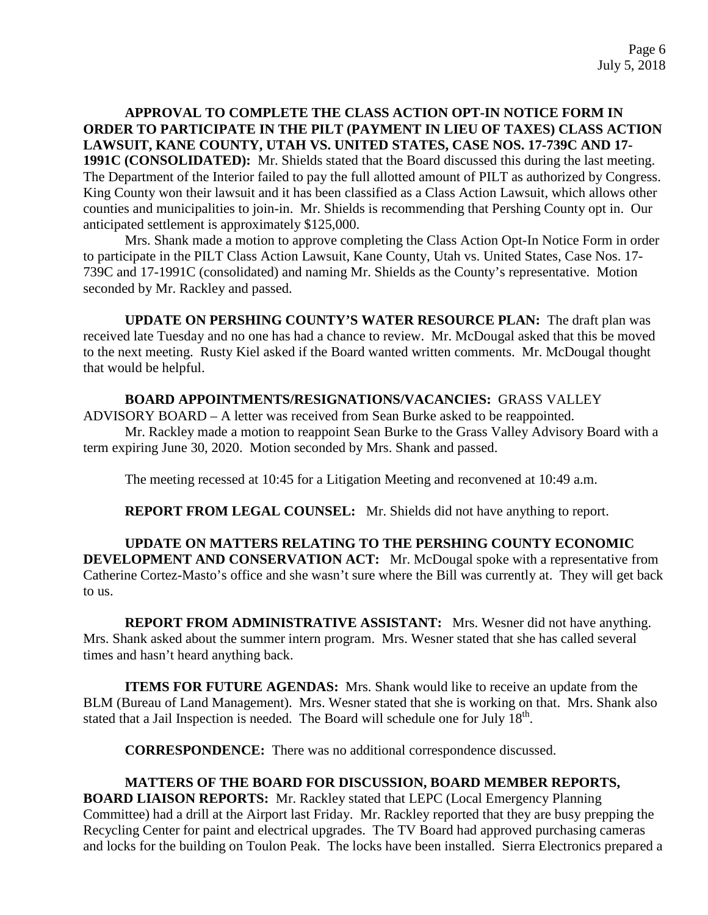**APPROVAL TO COMPLETE THE CLASS ACTION OPT-IN NOTICE FORM IN ORDER TO PARTICIPATE IN THE PILT (PAYMENT IN LIEU OF TAXES) CLASS ACTION LAWSUIT, KANE COUNTY, UTAH VS. UNITED STATES, CASE NOS. 17-739C AND 17-1991C (CONSOLIDATED):** Mr. Shields stated that the Board discussed this during the last meeting. The Department of the Interior failed to pay the full allotted amount of PILT as authorized by Congress. King County won their lawsuit and it has been classified as a Class Action Lawsuit, which allows other counties and municipalities to join-in. Mr. Shields is recommending that Pershing County opt in. Our anticipated settlement is approximately $125,000.

Mrs. Shank made a motion to approve completing the Class Action Opt-In Notice Form in order to participate in the PILT Class Action Lawsuit, Kane County, Utah vs. United States, Case Nos. 17-739C and 17-1991C (consolidated) and naming Mr. Shields as the County's representative. Motion seconded by Mr. Rackley and passed.

**UPDATE ON PERSHING COUNTY'S WATER RESOURCE PLAN:** The draft plan was received late Tuesday and no one has had a chance to review. Mr. McDougal asked that this be moved to the next meeting. Rusty Kiel asked if the Board wanted written comments. Mr. McDougal thought that would be helpful.

**BOARD APPOINTMENTS/RESIGNATIONS/VACANCIES:** GRASS VALLEY ADVISORY BOARD – A letter was received from Sean Burke asked to be reappointed.

Mr. Rackley made a motion to reappoint Sean Burke to the Grass Valley Advisory Board with a term expiring June 30, 2020. Motion seconded by Mrs. Shank and passed.

The meeting recessed at 10:45 for a Litigation Meeting and reconvened at 10:49 a.m.

**REPORT FROM LEGAL COUNSEL:** Mr. Shields did not have anything to report.

**UPDATE ON MATTERS RELATING TO THE PERSHING COUNTY ECONOMIC DEVELOPMENT AND CONSERVATION ACT:** Mr. McDougal spoke with a representative from Catherine Cortez-Masto's office and she wasn't sure where the Bill was currently at. They will get back to us.

**REPORT FROM ADMINISTRATIVE ASSISTANT:** Mrs. Wesner did not have anything. Mrs. Shank asked about the summer intern program. Mrs. Wesner stated that she has called several times and hasn't heard anything back.

**ITEMS FOR FUTURE AGENDAS:** Mrs. Shank would like to receive an update from the BLM (Bureau of Land Management). Mrs. Wesner stated that she is working on that. Mrs. Shank also stated that a Jail Inspection is needed. The Board will schedule one for July 18th.

**CORRESPONDENCE:** There was no additional correspondence discussed.

**MATTERS OF THE BOARD FOR DISCUSSION, BOARD MEMBER REPORTS, BOARD LIAISON REPORTS:** Mr. Rackley stated that LEPC (Local Emergency Planning Committee) had a drill at the Airport last Friday. Mr. Rackley reported that they are busy prepping the Recycling Center for paint and electrical upgrades. The TV Board had approved purchasing cameras and locks for the building on Toulon Peak. The locks have been installed. Sierra Electronics prepared a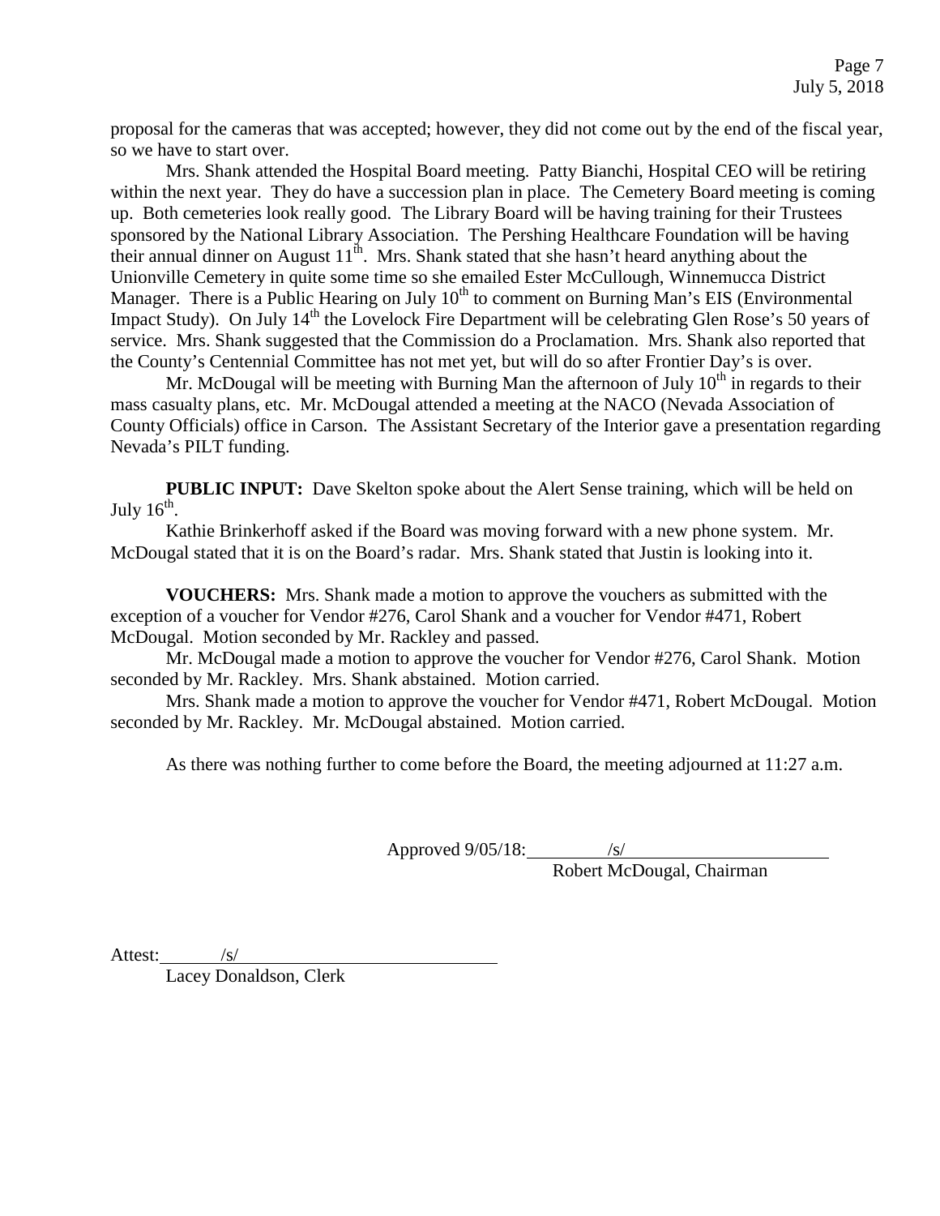proposal for the cameras that was accepted; however, they did not come out by the end of the fiscal year, so we have to start over.

Mrs. Shank attended the Hospital Board meeting. Patty Bianchi, Hospital CEO will be retiring within the next year. They do have a succession plan in place. The Cemetery Board meeting is coming up. Both cemeteries look really good. The Library Board will be having training for their Trustees sponsored by the National Library Association. The Pershing Healthcare Foundation will be having their annual dinner on August 11th. Mrs. Shank stated that she hasn't heard anything about the Unionville Cemetery in quite some time so she emailed Ester McCullough, Winnemucca District Manager. There is a Public Hearing on July 10th to comment on Burning Man's EIS (Environmental Impact Study). On July 14th the Lovelock Fire Department will be celebrating Glen Rose's 50 years of service. Mrs. Shank suggested that the Commission do a Proclamation. Mrs. Shank also reported that the County's Centennial Committee has not met yet, but will do so after Frontier Day's is over.

Mr. McDougal will be meeting with Burning Man the afternoon of July 10th in regards to their mass casualty plans, etc. Mr. McDougal attended a meeting at the NACO (Nevada Association of County Officials) office in Carson. The Assistant Secretary of the Interior gave a presentation regarding Nevada's PILT funding.

**PUBLIC INPUT:** Dave Skelton spoke about the Alert Sense training, which will be held on July 16th.

Kathie Brinkerhoff asked if the Board was moving forward with a new phone system. Mr. McDougal stated that it is on the Board's radar. Mrs. Shank stated that Justin is looking into it.

**VOUCHERS:** Mrs. Shank made a motion to approve the vouchers as submitted with the exception of a voucher for Vendor #276, Carol Shank and a voucher for Vendor #471, Robert McDougal. Motion seconded by Mr. Rackley and passed.

Mr. McDougal made a motion to approve the voucher for Vendor #276, Carol Shank. Motion seconded by Mr. Rackley. Mrs. Shank abstained. Motion carried.

Mrs. Shank made a motion to approve the voucher for Vendor #471, Robert McDougal. Motion seconded by Mr. Rackley. Mr. McDougal abstained. Motion carried.

As there was nothing further to come before the Board, the meeting adjourned at 11:27 a.m.

Approved 9/05/18: /s/
Robert McDougal, Chairman

Attest: /s/
Lacey Donaldson, Clerk